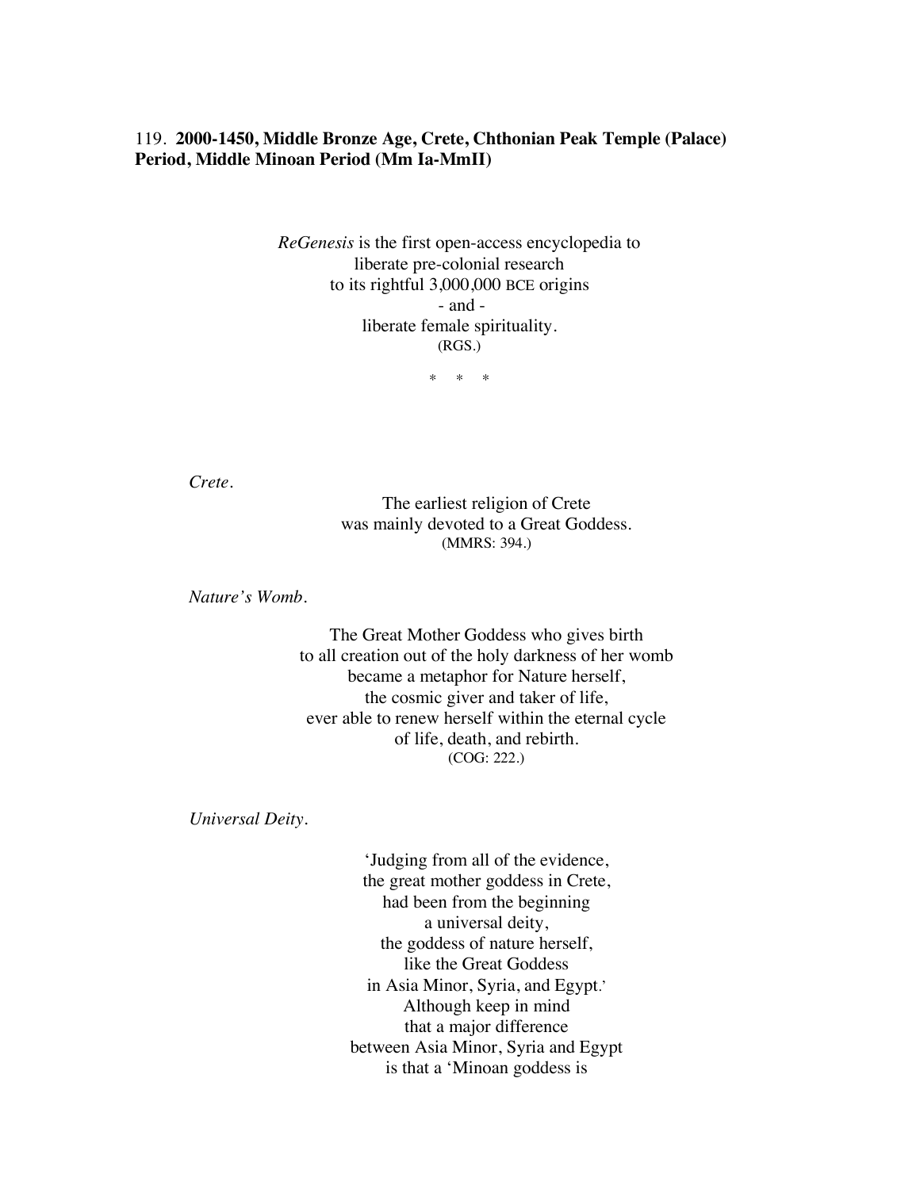## 119. **2000-1450, Middle Bronze Age, Crete, Chthonian Peak Temple (Palace) Period, Middle Minoan Period (Mm Ia-MmII)**

*ReGenesis* is the first open-access encyclopedia to
liberate pre-colonial research
to its rightful 3,000,000 BCE origins
\- and -
liberate female spirituality.
(RGS.)

\*     \*     \*

*Crete.*

The earliest religion of Crete
was mainly devoted to a Great Goddess.
(MMRS: 394.)

*Nature's Womb.*

The Great Mother Goddess who gives birth
to all creation out of the holy darkness of her womb
became a metaphor for Nature herself,
the cosmic giver and taker of life,
ever able to renew herself within the eternal cycle
of life, death, and rebirth.
(COG: 222.)

*Universal Deity.*

'Judging from all of the evidence,
the great mother goddess in Crete,
had been from the beginning
a universal deity,
the goddess of nature herself,
like the Great Goddess
in Asia Minor, Syria, and Egypt.'
Although keep in mind
that a major difference
between Asia Minor, Syria and Egypt
is that a 'Minoan goddess is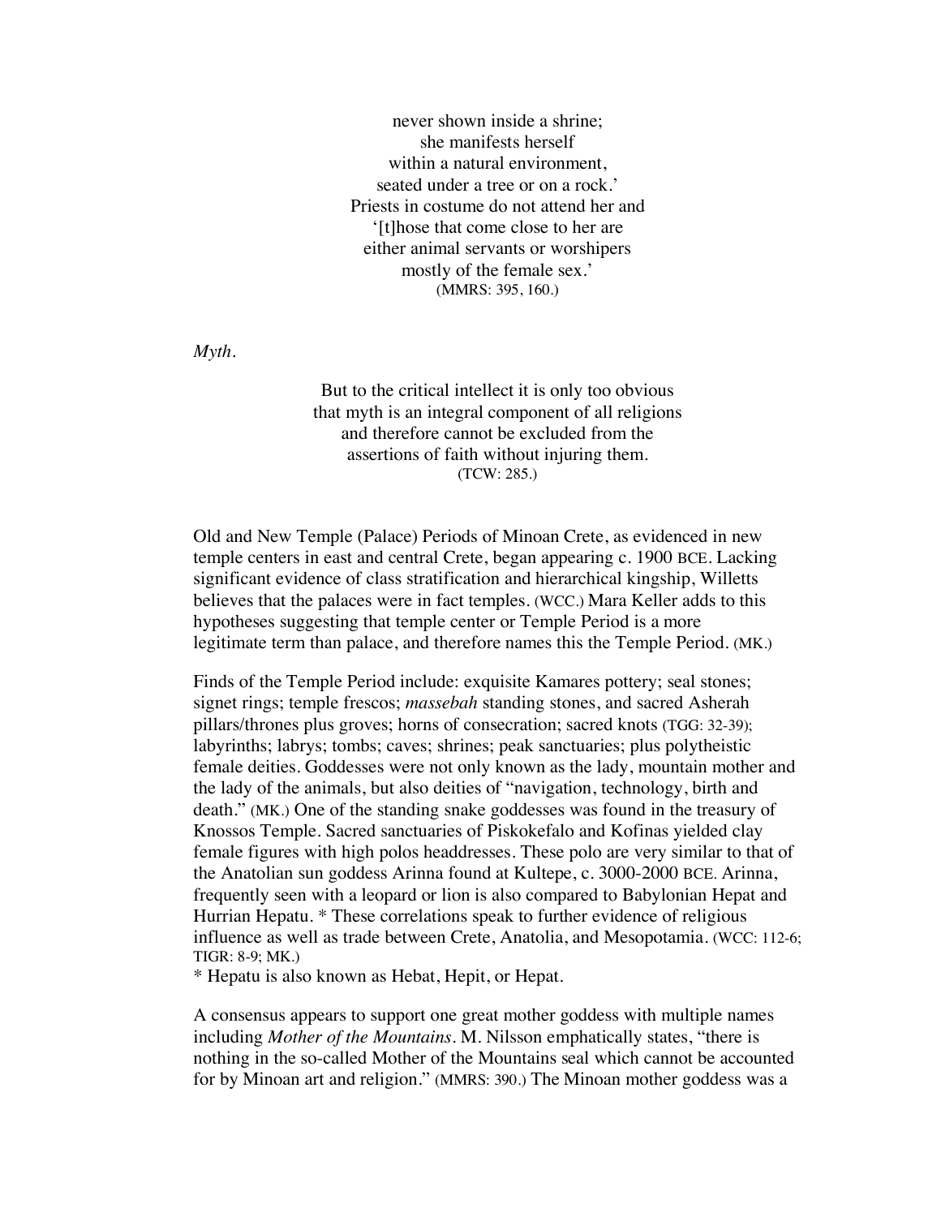never shown inside a shrine;  
she manifests herself  
within a natural environment,  
seated under a tree or on a rock.'  
Priests in costume do not attend her and  
'[t]hose that come close to her are  
either animal servants or worshipers  
mostly of the female sex.'  
(MMRS: 395, 160.)

*Myth.*

But to the critical intellect it is only too obvious  
that myth is an integral component of all religions  
and therefore cannot be excluded from the  
assertions of faith without injuring them.  
(TCW: 285.)

Old and New Temple (Palace) Periods of Minoan Crete, as evidenced in new temple centers in east and central Crete, began appearing c. 1900 BCE. Lacking significant evidence of class stratification and hierarchical kingship, Willetts believes that the palaces were in fact temples. (WCC.) Mara Keller adds to this hypotheses suggesting that temple center or Temple Period is a more legitimate term than palace, and therefore names this the Temple Period. (MK.)

Finds of the Temple Period include: exquisite Kamares pottery; seal stones; signet rings; temple frescos; *massebah* standing stones, and sacred Asherah pillars/thrones plus groves; horns of consecration; sacred knots (TGG: 32-39); labyrinths; labrys; tombs; caves; shrines; peak sanctuaries; plus polytheistic female deities. Goddesses were not only known as the lady, mountain mother and the lady of the animals, but also deities of "navigation, technology, birth and death." (MK.) One of the standing snake goddesses was found in the treasury of Knossos Temple. Sacred sanctuaries of Piskokefalo and Kofinas yielded clay female figures with high polos headdresses. These polo are very similar to that of the Anatolian sun goddess Arinna found at Kultepe, c. 3000-2000 BCE. Arinna, frequently seen with a leopard or lion is also compared to Babylonian Hepat and Hurrian Hepatu. * These correlations speak to further evidence of religious influence as well as trade between Crete, Anatolia, and Mesopotamia. (WCC: 112-6; TIGR: 8-9; MK.)

* Hepatu is also known as Hebat, Hepit, or Hepat.

A consensus appears to support one great mother goddess with multiple names including *Mother of the Mountains*. M. Nilsson emphatically states, "there is nothing in the so-called Mother of the Mountains seal which cannot be accounted for by Minoan art and religion." (MMRS: 390.) The Minoan mother goddess was a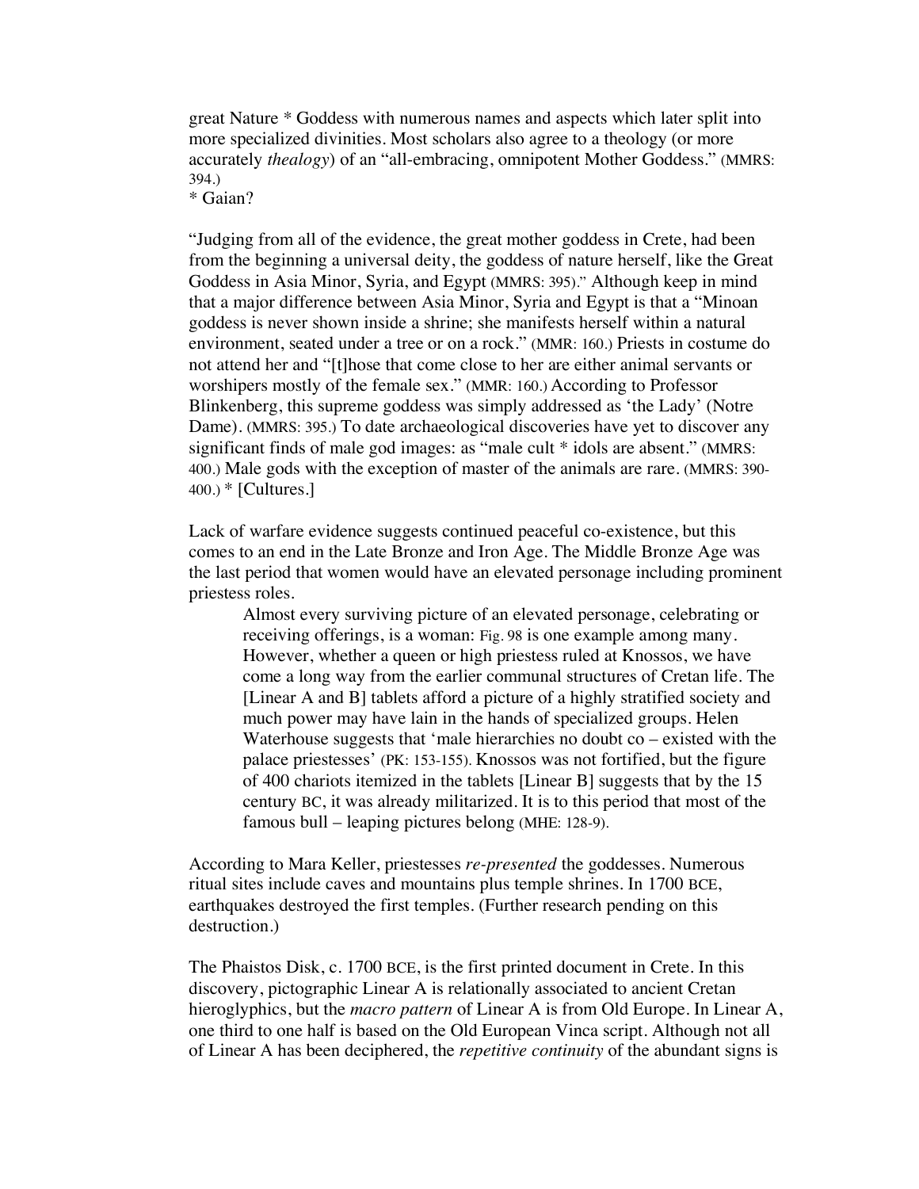great Nature * Goddess with numerous names and aspects which later split into more specialized divinities. Most scholars also agree to a theology (or more accurately *thealogy*) of an "all-embracing, omnipotent Mother Goddess." (MMRS: 394.)
* Gaian?

"Judging from all of the evidence, the great mother goddess in Crete, had been from the beginning a universal deity, the goddess of nature herself, like the Great Goddess in Asia Minor, Syria, and Egypt (MMRS: 395)." Although keep in mind that a major difference between Asia Minor, Syria and Egypt is that a "Minoan goddess is never shown inside a shrine; she manifests herself within a natural environment, seated under a tree or on a rock." (MMR: 160.) Priests in costume do not attend her and "[t]hose that come close to her are either animal servants or worshipers mostly of the female sex." (MMR: 160.) According to Professor Blinkenberg, this supreme goddess was simply addressed as 'the Lady' (Notre Dame). (MMRS: 395.) To date archaeological discoveries have yet to discover any significant finds of male god images: as "male cult * idols are absent." (MMRS: 400.) Male gods with the exception of master of the animals are rare. (MMRS: 390-400.) * [Cultures.]

Lack of warfare evidence suggests continued peaceful co-existence, but this comes to an end in the Late Bronze and Iron Age. The Middle Bronze Age was the last period that women would have an elevated personage including prominent priestess roles.

> Almost every surviving picture of an elevated personage, celebrating or receiving offerings, is a woman: Fig. 98 is one example among many. However, whether a queen or high priestess ruled at Knossos, we have come a long way from the earlier communal structures of Cretan life. The [Linear A and B] tablets afford a picture of a highly stratified society and much power may have lain in the hands of specialized groups. Helen Waterhouse suggests that 'male hierarchies no doubt co – existed with the palace priestesses' (PK: 153-155). Knossos was not fortified, but the figure of 400 chariots itemized in the tablets [Linear B] suggests that by the 15 century BC, it was already militarized. It is to this period that most of the famous bull – leaping pictures belong (MHE: 128-9).

According to Mara Keller, priestesses *re-presented* the goddesses. Numerous ritual sites include caves and mountains plus temple shrines. In 1700 BCE, earthquakes destroyed the first temples. (Further research pending on this destruction.)

The Phaistos Disk, c. 1700 BCE, is the first printed document in Crete. In this discovery, pictographic Linear A is relationally associated to ancient Cretan hieroglyphics, but the *macro pattern* of Linear A is from Old Europe. In Linear A, one third to one half is based on the Old European Vinca script. Although not all of Linear A has been deciphered, the *repetitive continuity* of the abundant signs is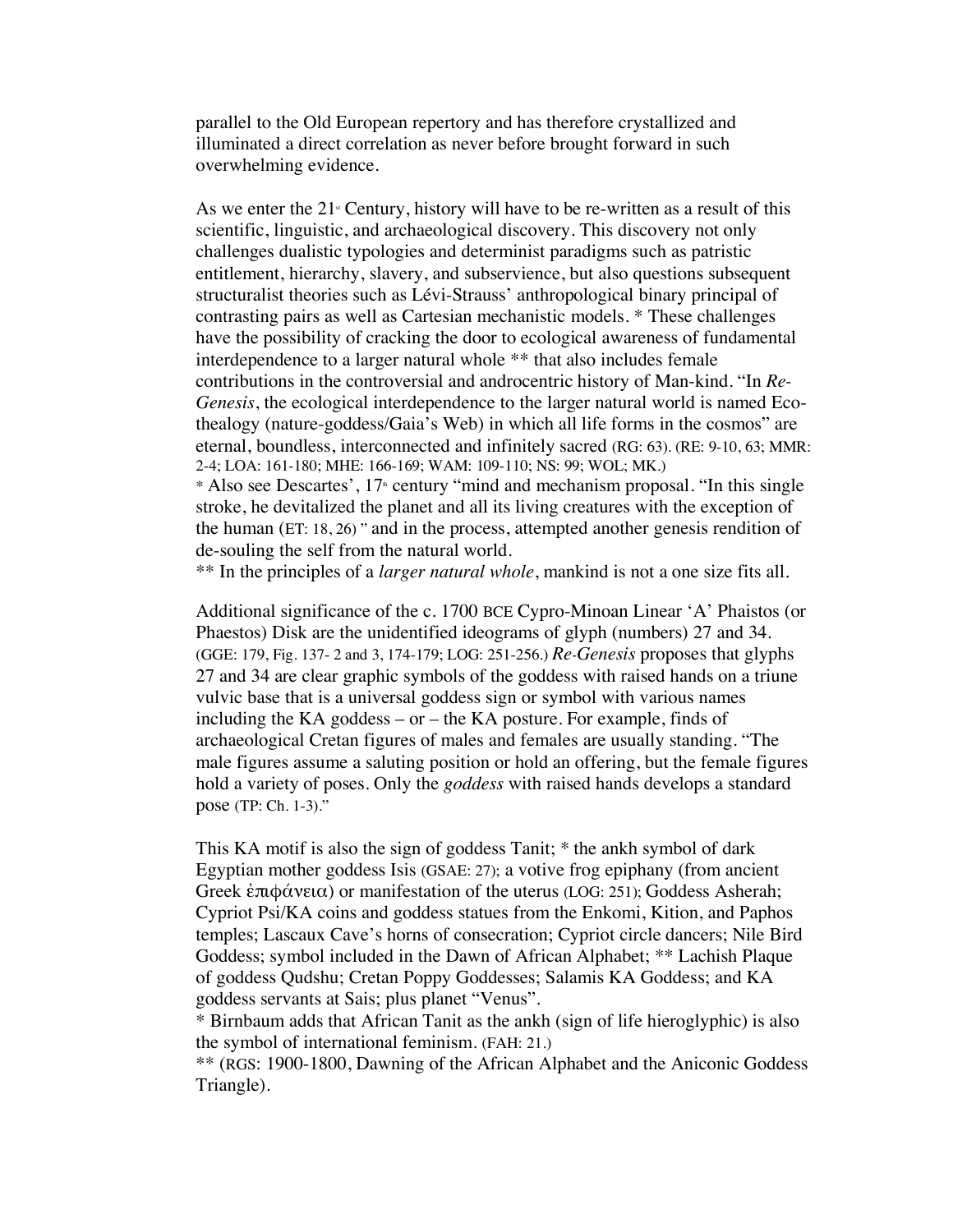parallel to the Old European repertory and has therefore crystallized and illuminated a direct correlation as never before brought forward in such overwhelming evidence.

As we enter the 21st Century, history will have to be re-written as a result of this scientific, linguistic, and archaeological discovery. This discovery not only challenges dualistic typologies and determinist paradigms such as patristic entitlement, hierarchy, slavery, and subservience, but also questions subsequent structuralist theories such as Lévi-Strauss' anthropological binary principal of contrasting pairs as well as Cartesian mechanistic models. * These challenges have the possibility of cracking the door to ecological awareness of fundamental interdependence to a larger natural whole ** that also includes female contributions in the controversial and androcentric history of Man-kind. "In *Re-Genesis*, the ecological interdependence to the larger natural world is named Eco-thealogy (nature-goddess/Gaia's Web) in which all life forms in the cosmos" are eternal, boundless, interconnected and infinitely sacred (RG: 63). (RE: 9-10, 63; MMR: 2-4; LOA: 161-180; MHE: 166-169; WAM: 109-110; NS: 99; WOL; MK.)

\* Also see Descartes', 17th century "mind and mechanism proposal. "In this single stroke, he devitalized the planet and all its living creatures with the exception of the human (ET: 18, 26) " and in the process, attempted another genesis rendition of de-souling the self from the natural world.

\*\* In the principles of a *larger natural whole*, mankind is not a one size fits all.

Additional significance of the c. 1700 BCE Cypro-Minoan Linear 'A' Phaistos (or Phaestos) Disk are the unidentified ideograms of glyph (numbers) 27 and 34. (GGE: 179, Fig. 137- 2 and 3, 174-179; LOG: 251-256.) *Re-Genesis* proposes that glyphs 27 and 34 are clear graphic symbols of the goddess with raised hands on a triune vulvic base that is a universal goddess sign or symbol with various names including the KA goddess – or – the KA posture. For example, finds of archaeological Cretan figures of males and females are usually standing. "The male figures assume a saluting position or hold an offering, but the female figures hold a variety of poses. Only the *goddess* with raised hands develops a standard pose (TP: Ch. 1-3)."

This KA motif is also the sign of goddess Tanit; * the ankh symbol of dark Egyptian mother goddess Isis (GSAE: 27); a votive frog epiphany (from ancient Greek ἐπιφάνεια) or manifestation of the uterus (LOG: 251); Goddess Asherah; Cypriot Psi/KA coins and goddess statues from the Enkomi, Kition, and Paphos temples; Lascaux Cave's horns of consecration; Cypriot circle dancers; Nile Bird Goddess; symbol included in the Dawn of African Alphabet; ** Lachish Plaque of goddess Qudshu; Cretan Poppy Goddesses; Salamis KA Goddess; and KA goddess servants at Sais; plus planet "Venus".

\* Birnbaum adds that African Tanit as the ankh (sign of life hieroglyphic) is also the symbol of international feminism. (FAH: 21.)

\*\* (RGS: 1900-1800, Dawning of the African Alphabet and the Aniconic Goddess Triangle).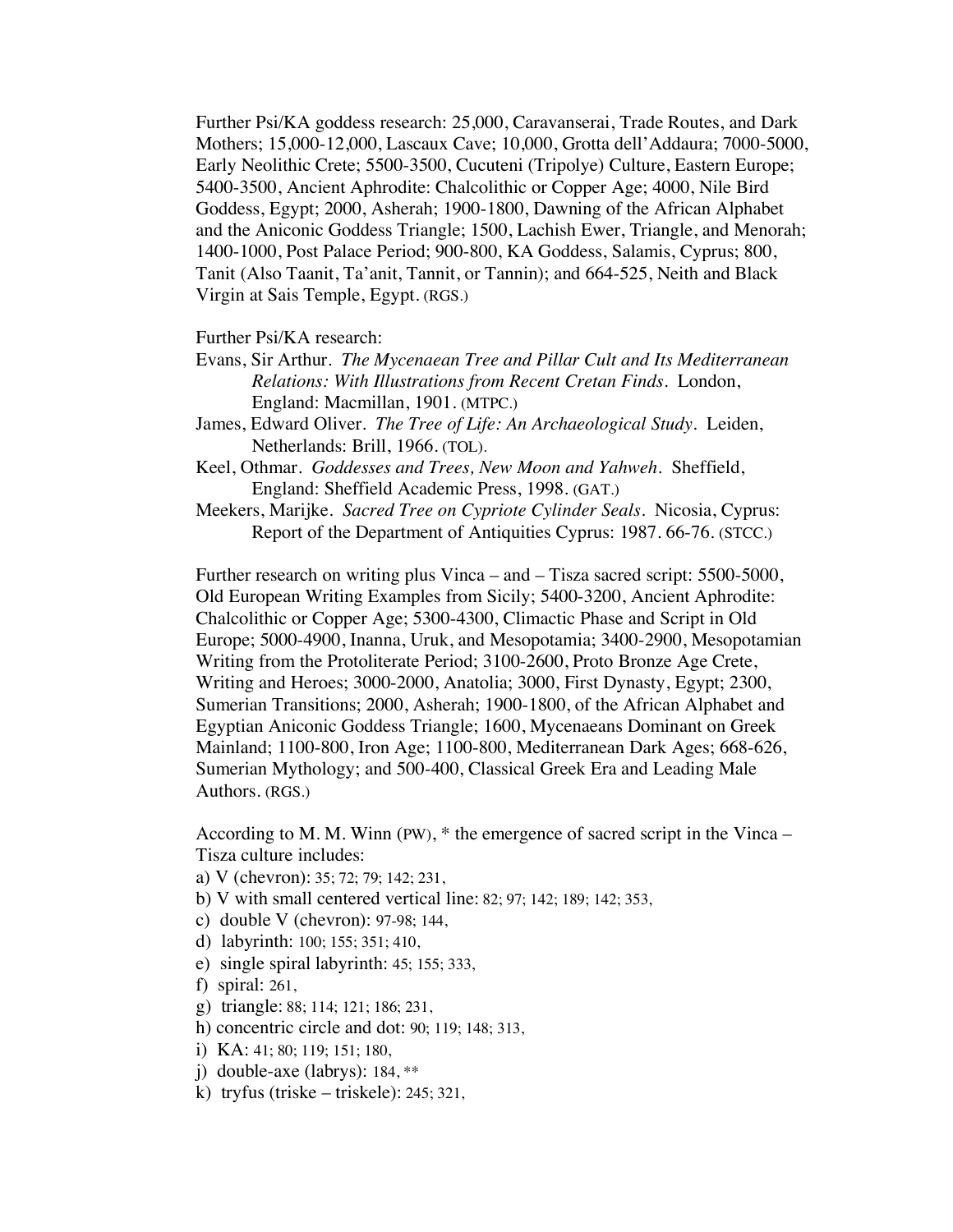Further Psi/KA goddess research: 25,000, Caravanserai, Trade Routes, and Dark Mothers; 15,000-12,000, Lascaux Cave; 10,000, Grotta dell'Addaura; 7000-5000, Early Neolithic Crete; 5500-3500, Cucuteni (Tripolye) Culture, Eastern Europe; 5400-3500, Ancient Aphrodite: Chalcolithic or Copper Age; 4000, Nile Bird Goddess, Egypt; 2000, Asherah; 1900-1800, Dawning of the African Alphabet and the Aniconic Goddess Triangle; 1500, Lachish Ewer, Triangle, and Menorah; 1400-1000, Post Palace Period; 900-800, KA Goddess, Salamis, Cyprus; 800, Tanit (Also Taanit, Ta'anit, Tannit, or Tannin); and 664-525, Neith and Black Virgin at Sais Temple, Egypt. (RGS.)

Further Psi/KA research:

Evans, Sir Arthur. *The Mycenaean Tree and Pillar Cult and Its Mediterranean Relations: With Illustrations from Recent Cretan Finds*. London, England: Macmillan, 1901. (MTPC.)

James, Edward Oliver. *The Tree of Life: An Archaeological Study*. Leiden, Netherlands: Brill, 1966. (TOL).

Keel, Othmar. *Goddesses and Trees, New Moon and Yahweh*. Sheffield, England: Sheffield Academic Press, 1998. (GAT.)

Meekers, Marijke. *Sacred Tree on Cypriote Cylinder Seals*. Nicosia, Cyprus: Report of the Department of Antiquities Cyprus: 1987. 66-76. (STCC.)

Further research on writing plus Vinca – and – Tisza sacred script: 5500-5000, Old European Writing Examples from Sicily; 5400-3200, Ancient Aphrodite: Chalcolithic or Copper Age; 5300-4300, Climactic Phase and Script in Old Europe; 5000-4900, Inanna, Uruk, and Mesopotamia; 3400-2900, Mesopotamian Writing from the Protoliterate Period; 3100-2600, Proto Bronze Age Crete, Writing and Heroes; 3000-2000, Anatolia; 3000, First Dynasty, Egypt; 2300, Sumerian Transitions; 2000, Asherah; 1900-1800, of the African Alphabet and Egyptian Aniconic Goddess Triangle; 1600, Mycenaeans Dominant on Greek Mainland; 1100-800, Iron Age; 1100-800, Mediterranean Dark Ages; 668-626, Sumerian Mythology; and 500-400, Classical Greek Era and Leading Male Authors. (RGS.)

According to M. M. Winn (PW), * the emergence of sacred script in the Vinca – Tisza culture includes:

a) V (chevron): 35; 72; 79; 142; 231,
b) V with small centered vertical line: 82; 97; 142; 189; 142; 353,
c) double V (chevron): 97-98; 144,
d) labyrinth: 100; 155; 351; 410,
e) single spiral labyrinth: 45; 155; 333,
f) spiral: 261,
g) triangle: 88; 114; 121; 186; 231,
h) concentric circle and dot: 90; 119; 148; 313,
i) KA: 41; 80; 119; 151; 180,
j) double-axe (labrys): 184, **
k) tryfus (triske – triskele): 245; 321,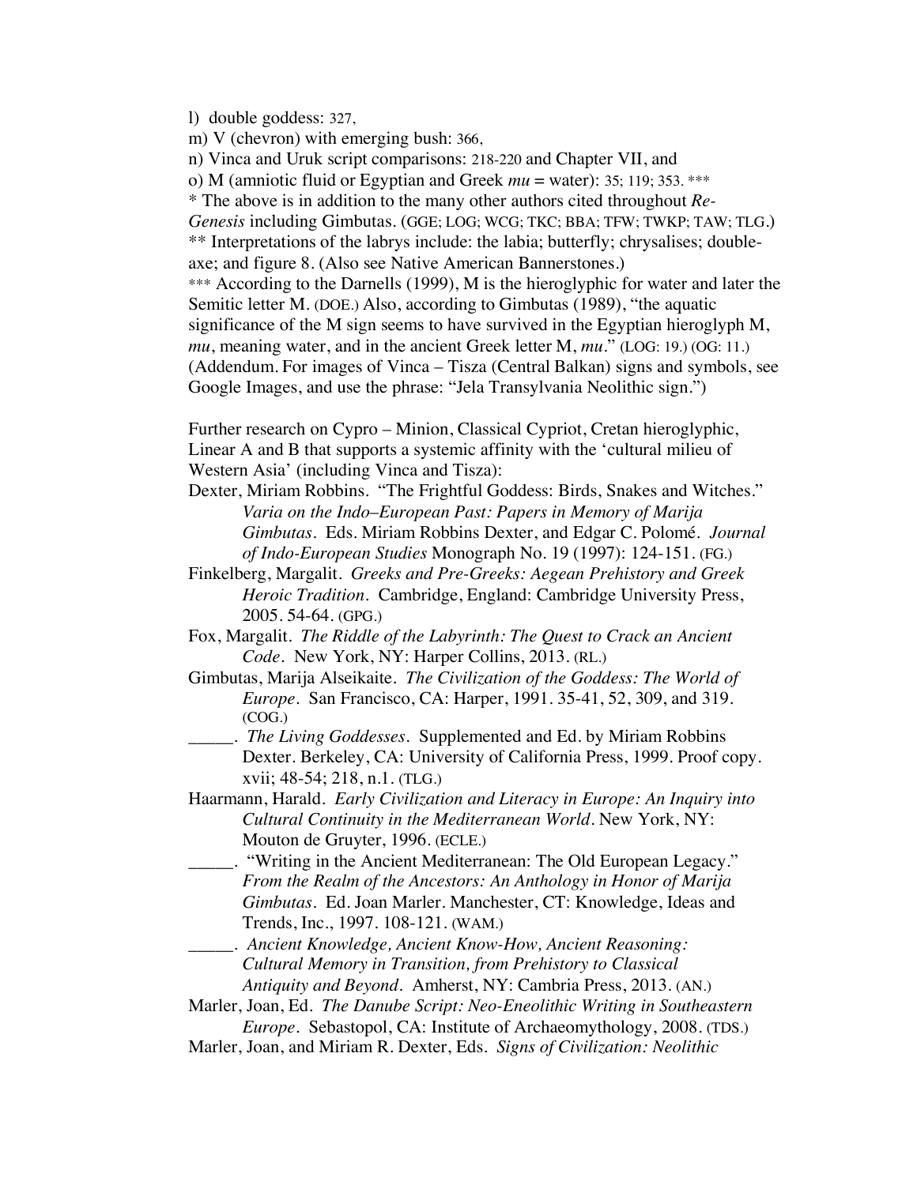l) double goddess: 327,

m) V (chevron) with emerging bush: 366,

n) Vinca and Uruk script comparisons: 218-220 and Chapter VII, and

o) M (amniotic fluid or Egyptian and Greek *mu* = water): 35; 119; 353. ***

* The above is in addition to the many other authors cited throughout *Re-Genesis* including Gimbutas. (GGE; LOG; WCG; TKC; BBA; TFW; TWKP; TAW; TLG.)

** Interpretations of the labrys include: the labia; butterfly; chrysalises; double-axe; and figure 8. (Also see Native American Bannerstones.)

*** According to the Darnells (1999), M is the hieroglyphic for water and later the Semitic letter M. (DOE.) Also, according to Gimbutas (1989), "the aquatic significance of the M sign seems to have survived in the Egyptian hieroglyph M, *mu*, meaning water, and in the ancient Greek letter M, *mu*." (LOG: 19.) (OG: 11.) (Addendum. For images of Vinca – Tisza (Central Balkan) signs and symbols, see Google Images, and use the phrase: "Jela Transylvania Neolithic sign.")

Further research on Cypro – Minion, Classical Cypriot, Cretan hieroglyphic, Linear A and B that supports a systemic affinity with the 'cultural milieu of Western Asia' (including Vinca and Tisza):

Dexter, Miriam Robbins. "The Frightful Goddess: Birds, Snakes and Witches." *Varia on the Indo–European Past: Papers in Memory of Marija Gimbutas*. Eds. Miriam Robbins Dexter, and Edgar C. Polomé. *Journal of Indo-European Studies* Monograph No. 19 (1997): 124-151. (FG.)

Finkelberg, Margalit. *Greeks and Pre-Greeks: Aegean Prehistory and Greek Heroic Tradition*. Cambridge, England: Cambridge University Press, 2005. 54-64. (GPG.)

Fox, Margalit. *The Riddle of the Labyrinth: The Quest to Crack an Ancient Code*. New York, NY: Harper Collins, 2013. (RL.)

Gimbutas, Marija Alseikaite. *The Civilization of the Goddess: The World of Europe*. San Francisco, CA: Harper, 1991. 35-41, 52, 309, and 319. (COG.)

_____. *The Living Goddesses*. Supplemented and Ed. by Miriam Robbins Dexter. Berkeley, CA: University of California Press, 1999. Proof copy. xvii; 48-54; 218, n.1. (TLG.)

Haarmann, Harald. *Early Civilization and Literacy in Europe: An Inquiry into Cultural Continuity in the Mediterranean World*. New York, NY: Mouton de Gruyter, 1996. (ECLE.)

_____. "Writing in the Ancient Mediterranean: The Old European Legacy." *From the Realm of the Ancestors: An Anthology in Honor of Marija Gimbutas*. Ed. Joan Marler. Manchester, CT: Knowledge, Ideas and Trends, Inc., 1997. 108-121. (WAM.)

_____. *Ancient Knowledge, Ancient Know-How, Ancient Reasoning: Cultural Memory in Transition, from Prehistory to Classical Antiquity and Beyond*. Amherst, NY: Cambria Press, 2013. (AN.)

Marler, Joan, Ed. *The Danube Script: Neo-Eneolithic Writing in Southeastern Europe*. Sebastopol, CA: Institute of Archaeomythology, 2008. (TDS.)

Marler, Joan, and Miriam R. Dexter, Eds. *Signs of Civilization: Neolithic*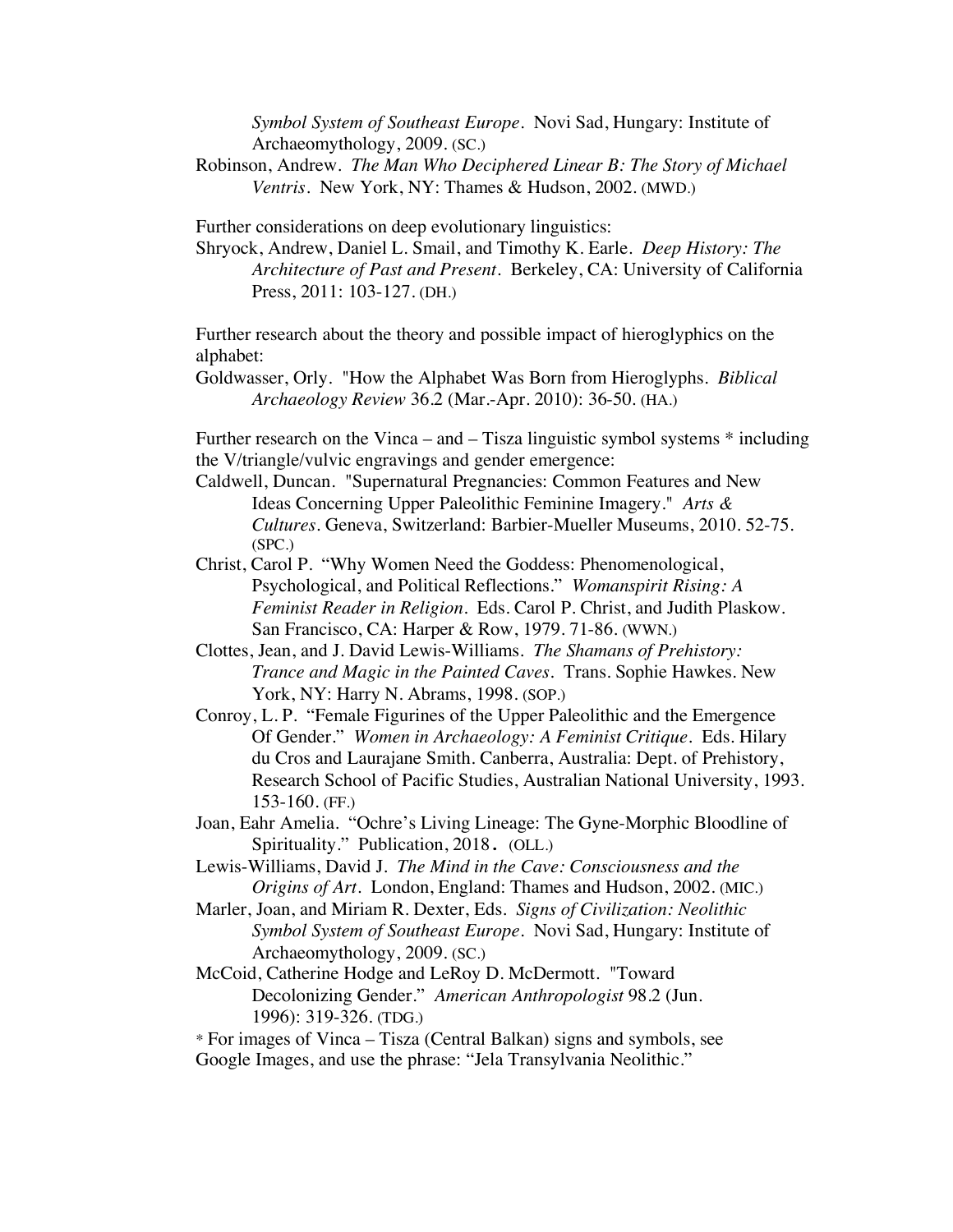*Symbol System of Southeast Europe*. Novi Sad, Hungary: Institute of Archaeomythology, 2009. (SC.)

Robinson, Andrew. *The Man Who Deciphered Linear B: The Story of Michael Ventris*. New York, NY: Thames & Hudson, 2002. (MWD.)

Further considerations on deep evolutionary linguistics:

Shryock, Andrew, Daniel L. Smail, and Timothy K. Earle. *Deep History: The Architecture of Past and Present*. Berkeley, CA: University of California Press, 2011: 103-127. (DH.)

Further research about the theory and possible impact of hieroglyphics on the alphabet:

Goldwasser, Orly. "How the Alphabet Was Born from Hieroglyphs. *Biblical Archaeology Review* 36.2 (Mar.-Apr. 2010): 36-50. (HA.)

Further research on the Vinca – and – Tisza linguistic symbol systems * including the V/triangle/vulvic engravings and gender emergence:

Caldwell, Duncan. "Supernatural Pregnancies: Common Features and New Ideas Concerning Upper Paleolithic Feminine Imagery." *Arts & Cultures*. Geneva, Switzerland: Barbier-Mueller Museums, 2010. 52-75. (SPC.)

Christ, Carol P. "Why Women Need the Goddess: Phenomenological, Psychological, and Political Reflections." *Womanspirit Rising: A Feminist Reader in Religion*. Eds. Carol P. Christ, and Judith Plaskow. San Francisco, CA: Harper & Row, 1979. 71-86. (WWN.)

Clottes, Jean, and J. David Lewis-Williams. *The Shamans of Prehistory: Trance and Magic in the Painted Caves*. Trans. Sophie Hawkes. New York, NY: Harry N. Abrams, 1998. (SOP.)

Conroy, L. P. "Female Figurines of the Upper Paleolithic and the Emergence Of Gender." *Women in Archaeology: A Feminist Critique*. Eds. Hilary du Cros and Laurajane Smith. Canberra, Australia: Dept. of Prehistory, Research School of Pacific Studies, Australian National University, 1993. 153-160. (FF.)

Joan, Eahr Amelia. "Ochre's Living Lineage: The Gyne-Morphic Bloodline of Spirituality." Publication, 2018. (OLL.)

Lewis-Williams, David J. *The Mind in the Cave: Consciousness and the Origins of Art*. London, England: Thames and Hudson, 2002. (MIC.)

Marler, Joan, and Miriam R. Dexter, Eds. *Signs of Civilization: Neolithic Symbol System of Southeast Europe*. Novi Sad, Hungary: Institute of Archaeomythology, 2009. (SC.)

McCoid, Catherine Hodge and LeRoy D. McDermott. "Toward Decolonizing Gender." *American Anthropologist* 98.2 (Jun. 1996): 319-326. (TDG.)

* For images of Vinca – Tisza (Central Balkan) signs and symbols, see Google Images, and use the phrase: "Jela Transylvania Neolithic."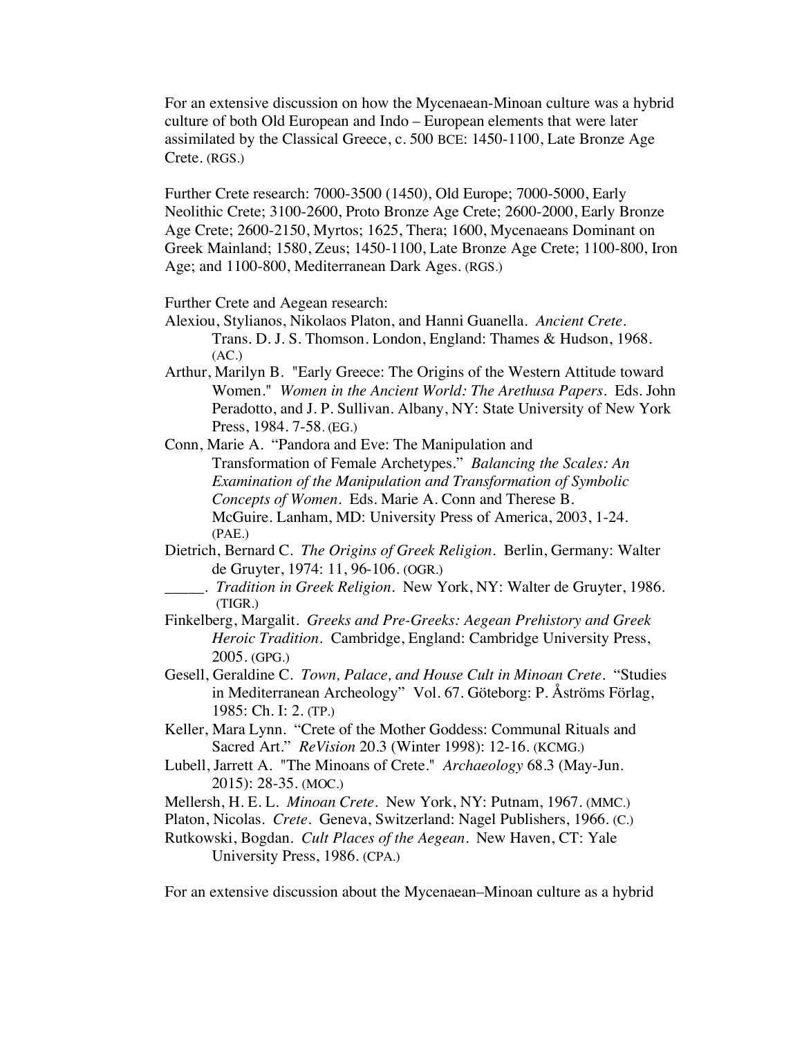For an extensive discussion on how the Mycenaean-Minoan culture was a hybrid culture of both Old European and Indo – European elements that were later assimilated by the Classical Greece, c. 500 BCE: 1450-1100, Late Bronze Age Crete. (RGS.)

Further Crete research: 7000-3500 (1450), Old Europe; 7000-5000, Early Neolithic Crete; 3100-2600, Proto Bronze Age Crete; 2600-2000, Early Bronze Age Crete; 2600-2150, Myrtos; 1625, Thera; 1600, Mycenaeans Dominant on Greek Mainland; 1580, Zeus; 1450-1100, Late Bronze Age Crete; 1100-800, Iron Age; and 1100-800, Mediterranean Dark Ages. (RGS.)

Further Crete and Aegean research:

Alexiou, Stylianos, Nikolaos Platon, and Hanni Guanella. *Ancient Crete*. Trans. D. J. S. Thomson. London, England: Thames & Hudson, 1968. (AC.)

Arthur, Marilyn B. "Early Greece: The Origins of the Western Attitude toward Women." *Women in the Ancient World: The Arethusa Papers*. Eds. John Peradotto, and J. P. Sullivan. Albany, NY: State University of New York Press, 1984. 7-58. (EG.)

Conn, Marie A. "Pandora and Eve: The Manipulation and Transformation of Female Archetypes." *Balancing the Scales: An Examination of the Manipulation and Transformation of Symbolic Concepts of Women*. Eds. Marie A. Conn and Therese B. McGuire. Lanham, MD: University Press of America, 2003, 1-24. (PAE.)

Dietrich, Bernard C. *The Origins of Greek Religion*. Berlin, Germany: Walter de Gruyter, 1974: 11, 96-106. (OGR.)

_____. *Tradition in Greek Religion*. New York, NY: Walter de Gruyter, 1986. (TIGR.)

Finkelberg, Margalit. *Greeks and Pre-Greeks: Aegean Prehistory and Greek Heroic Tradition*. Cambridge, England: Cambridge University Press, 2005. (GPG.)

Gesell, Geraldine C. *Town, Palace, and House Cult in Minoan Crete*. "Studies in Mediterranean Archeology" Vol. 67. Göteborg: P. Åströms Förlag, 1985: Ch. I: 2. (TP.)

Keller, Mara Lynn. "Crete of the Mother Goddess: Communal Rituals and Sacred Art." *ReVision* 20.3 (Winter 1998): 12-16. (KCMG.)

Lubell, Jarrett A. "The Minoans of Crete." *Archaeology* 68.3 (May-Jun. 2015): 28-35. (MOC.)

Mellersh, H. E. L. *Minoan Crete*. New York, NY: Putnam, 1967. (MMC.)

Platon, Nicolas. *Crete*. Geneva, Switzerland: Nagel Publishers, 1966. (C.)

Rutkowski, Bogdan. *Cult Places of the Aegean*. New Haven, CT: Yale University Press, 1986. (CPA.)

For an extensive discussion about the Mycenaean–Minoan culture as a hybrid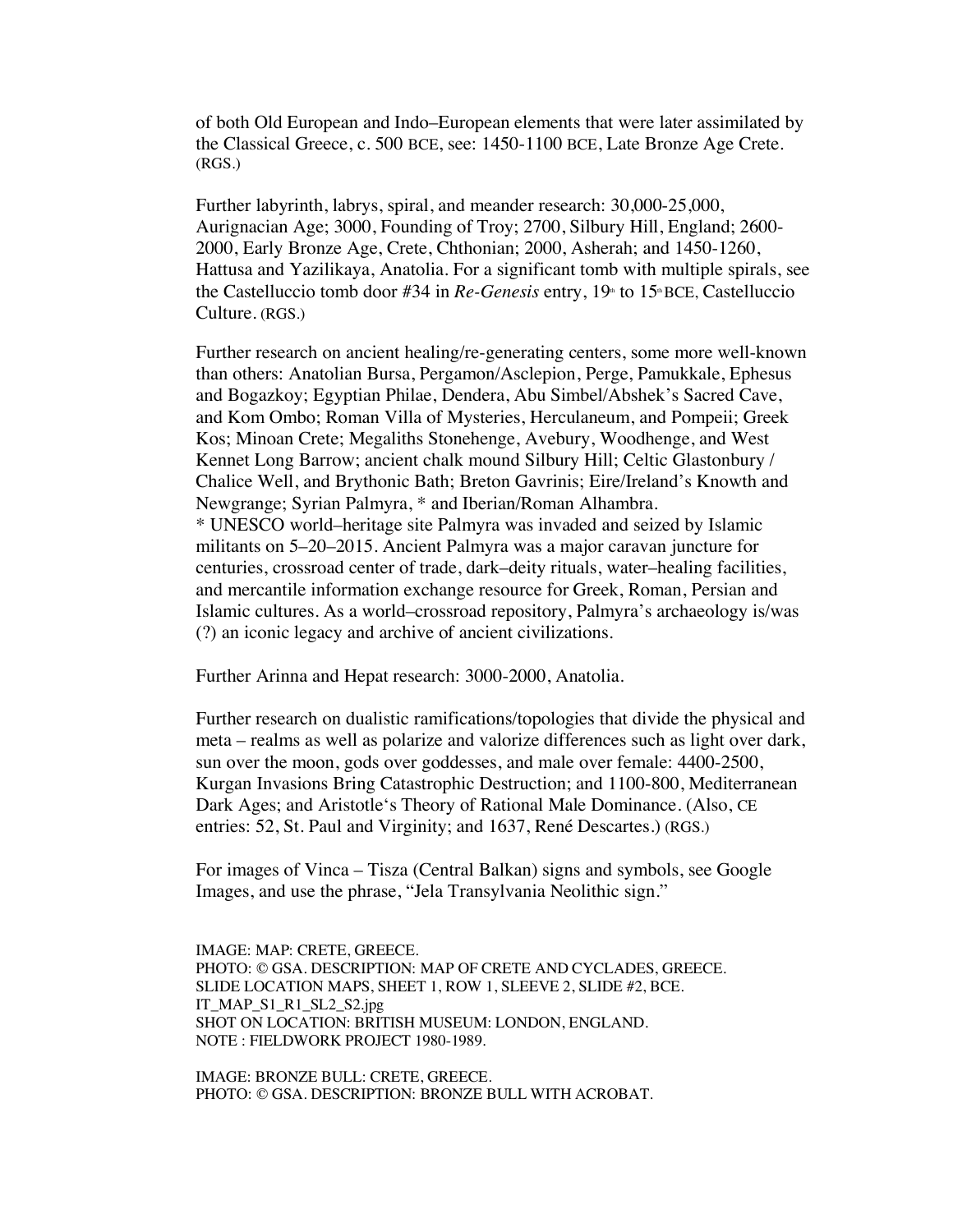of both Old European and Indo–European elements that were later assimilated by the Classical Greece, c. 500 BCE, see: 1450-1100 BCE, Late Bronze Age Crete. (RGS.)

Further labyrinth, labrys, spiral, and meander research: 30,000-25,000, Aurignacian Age; 3000, Founding of Troy; 2700, Silbury Hill, England; 2600-2000, Early Bronze Age, Crete, Chthonian; 2000, Asherah; and 1450-1260, Hattusa and Yazilikaya, Anatolia. For a significant tomb with multiple spirals, see the Castelluccio tomb door #34 in *Re-Genesis* entry, 19th to 15th BCE, Castelluccio Culture. (RGS.)

Further research on ancient healing/re-generating centers, some more well-known than others: Anatolian Bursa, Pergamon/Asclepion, Perge, Pamukkale, Ephesus and Bogazkoy; Egyptian Philae, Dendera, Abu Simbel/Abshek's Sacred Cave, and Kom Ombo; Roman Villa of Mysteries, Herculaneum, and Pompeii; Greek Kos; Minoan Crete; Megaliths Stonehenge, Avebury, Woodhenge, and West Kennet Long Barrow; ancient chalk mound Silbury Hill; Celtic Glastonbury / Chalice Well, and Brythonic Bath; Breton Gavrinis; Eire/Ireland's Knowth and Newgrange; Syrian Palmyra, * and Iberian/Roman Alhambra.
* UNESCO world–heritage site Palmyra was invaded and seized by Islamic militants on 5–20–2015. Ancient Palmyra was a major caravan juncture for centuries, crossroad center of trade, dark–deity rituals, water–healing facilities, and mercantile information exchange resource for Greek, Roman, Persian and Islamic cultures. As a world–crossroad repository, Palmyra's archaeology is/was (?) an iconic legacy and archive of ancient civilizations.

Further Arinna and Hepat research: 3000-2000, Anatolia.

Further research on dualistic ramifications/topologies that divide the physical and meta – realms as well as polarize and valorize differences such as light over dark, sun over the moon, gods over goddesses, and male over female: 4400-2500, Kurgan Invasions Bring Catastrophic Destruction; and 1100-800, Mediterranean Dark Ages; and Aristotle's Theory of Rational Male Dominance. (Also, CE entries: 52, St. Paul and Virginity; and 1637, René Descartes.) (RGS.)

For images of Vinca – Tisza (Central Balkan) signs and symbols, see Google Images, and use the phrase, "Jela Transylvania Neolithic sign."

IMAGE: MAP: CRETE, GREECE.
PHOTO: © GSA. DESCRIPTION: MAP OF CRETE AND CYCLADES, GREECE.
SLIDE LOCATION MAPS, SHEET 1, ROW 1, SLEEVE 2, SLIDE #2, BCE.
IT_MAP_S1_R1_SL2_S2.jpg
SHOT ON LOCATION: BRITISH MUSEUM: LONDON, ENGLAND.
NOTE : FIELDWORK PROJECT 1980-1989.

IMAGE: BRONZE BULL: CRETE, GREECE.
PHOTO: © GSA. DESCRIPTION: BRONZE BULL WITH ACROBAT.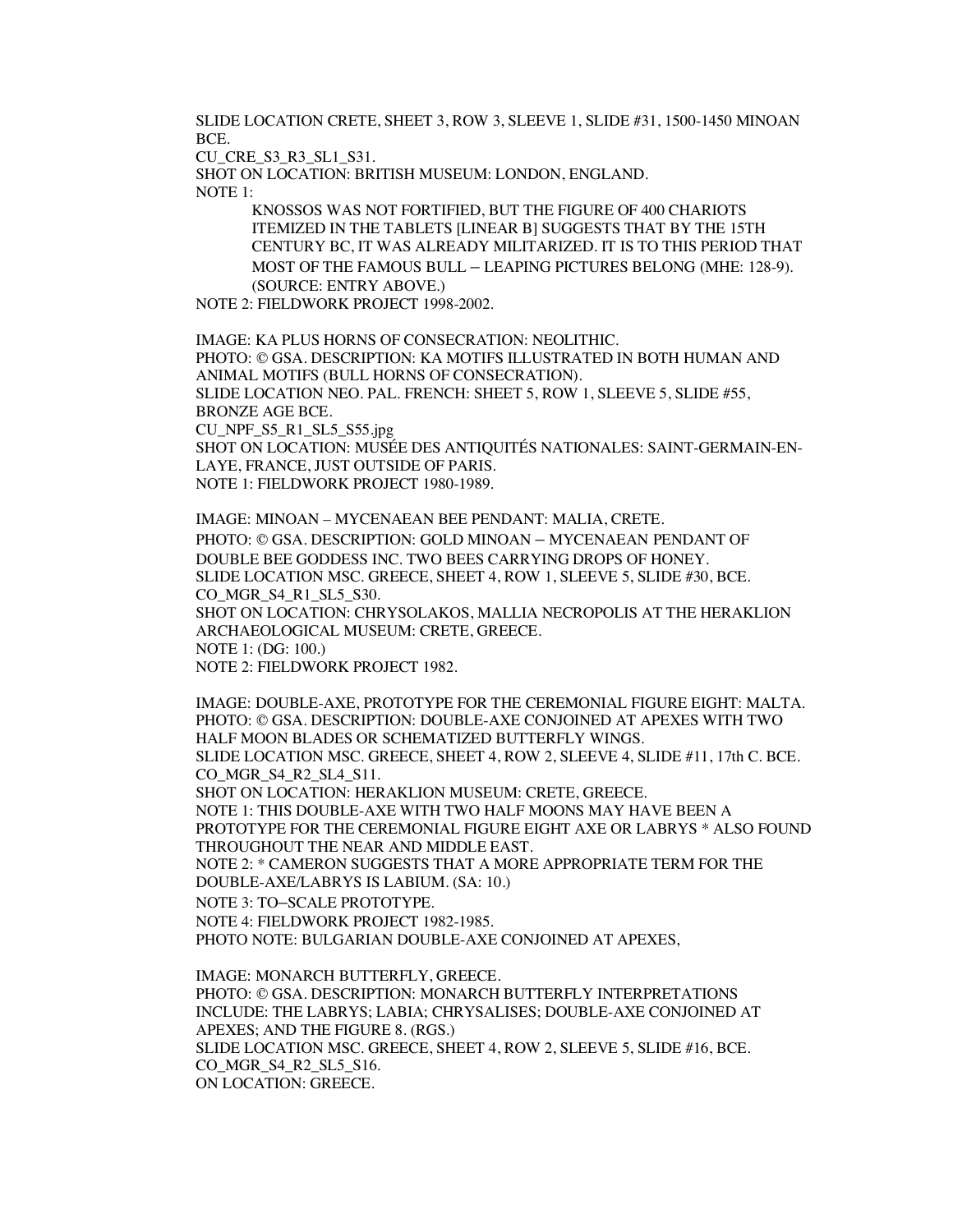SLIDE LOCATION CRETE, SHEET 3, ROW 3, SLEEVE 1, SLIDE #31, 1500-1450 MINOAN BCE.

CU_CRE_S3_R3_SL1_S31.

SHOT ON LOCATION: BRITISH MUSEUM: LONDON, ENGLAND.

NOTE 1:

> KNOSSOS WAS NOT FORTIFIED, BUT THE FIGURE OF 400 CHARIOTS ITEMIZED IN THE TABLETS [LINEAR B] SUGGESTS THAT BY THE 15TH CENTURY BC, IT WAS ALREADY MILITARIZED. IT IS TO THIS PERIOD THAT MOST OF THE FAMOUS BULL – LEAPING PICTURES BELONG (MHE: 128-9). (SOURCE: ENTRY ABOVE.)

NOTE 2: FIELDWORK PROJECT 1998-2002.

IMAGE: KA PLUS HORNS OF CONSECRATION: NEOLITHIC.

PHOTO: © GSA. DESCRIPTION: KA MOTIFS ILLUSTRATED IN BOTH HUMAN AND ANIMAL MOTIFS (BULL HORNS OF CONSECRATION).

SLIDE LOCATION NEO. PAL. FRENCH: SHEET 5, ROW 1, SLEEVE 5, SLIDE #55, BRONZE AGE BCE.

CU_NPF_S5_R1_SL5_S55.jpg

SHOT ON LOCATION: MUSÉE DES ANTIQUITÉS NATIONALES: SAINT-GERMAIN-EN-LAYE, FRANCE, JUST OUTSIDE OF PARIS.

NOTE 1: FIELDWORK PROJECT 1980-1989.

IMAGE: MINOAN – MYCENAEAN BEE PENDANT: MALIA, CRETE.

PHOTO: © GSA. DESCRIPTION: GOLD MINOAN – MYCENAEAN PENDANT OF DOUBLE BEE GODDESS INC. TWO BEES CARRYING DROPS OF HONEY.

SLIDE LOCATION MSC. GREECE, SHEET 4, ROW 1, SLEEVE 5, SLIDE #30, BCE.

CO_MGR_S4_R1_SL5_S30.

SHOT ON LOCATION: CHRYSOLAKOS, MALLIA NECROPOLIS AT THE HERAKLION ARCHAEOLOGICAL MUSEUM: CRETE, GREECE.

NOTE 1: (DG: 100.)

NOTE 2: FIELDWORK PROJECT 1982.

IMAGE: DOUBLE-AXE, PROTOTYPE FOR THE CEREMONIAL FIGURE EIGHT: MALTA.

PHOTO: © GSA. DESCRIPTION: DOUBLE-AXE CONJOINED AT APEXES WITH TWO HALF MOON BLADES OR SCHEMATIZED BUTTERFLY WINGS.

SLIDE LOCATION MSC. GREECE, SHEET 4, ROW 2, SLEEVE 4, SLIDE #11, 17th C. BCE.

CO_MGR_S4_R2_SL4_S11.

SHOT ON LOCATION: HERAKLION MUSEUM: CRETE, GREECE.

NOTE 1: THIS DOUBLE-AXE WITH TWO HALF MOONS MAY HAVE BEEN A PROTOTYPE FOR THE CEREMONIAL FIGURE EIGHT AXE OR LABRYS * ALSO FOUND THROUGHOUT THE NEAR AND MIDDLE EAST.

NOTE 2: * CAMERON SUGGESTS THAT A MORE APPROPRIATE TERM FOR THE DOUBLE-AXE/LABRYS IS LABIUM. (SA: 10.)

NOTE 3: TO–SCALE PROTOTYPE.

NOTE 4: FIELDWORK PROJECT 1982-1985.

PHOTO NOTE: BULGARIAN DOUBLE-AXE CONJOINED AT APEXES,

IMAGE: MONARCH BUTTERFLY, GREECE.

PHOTO: © GSA. DESCRIPTION: MONARCH BUTTERFLY INTERPRETATIONS INCLUDE: THE LABRYS; LABIA; CHRYSALISES; DOUBLE-AXE CONJOINED AT APEXES; AND THE FIGURE 8. (RGS.)

SLIDE LOCATION MSC. GREECE, SHEET 4, ROW 2, SLEEVE 5, SLIDE #16, BCE.

CO_MGR_S4_R2_SL5_S16.

ON LOCATION: GREECE.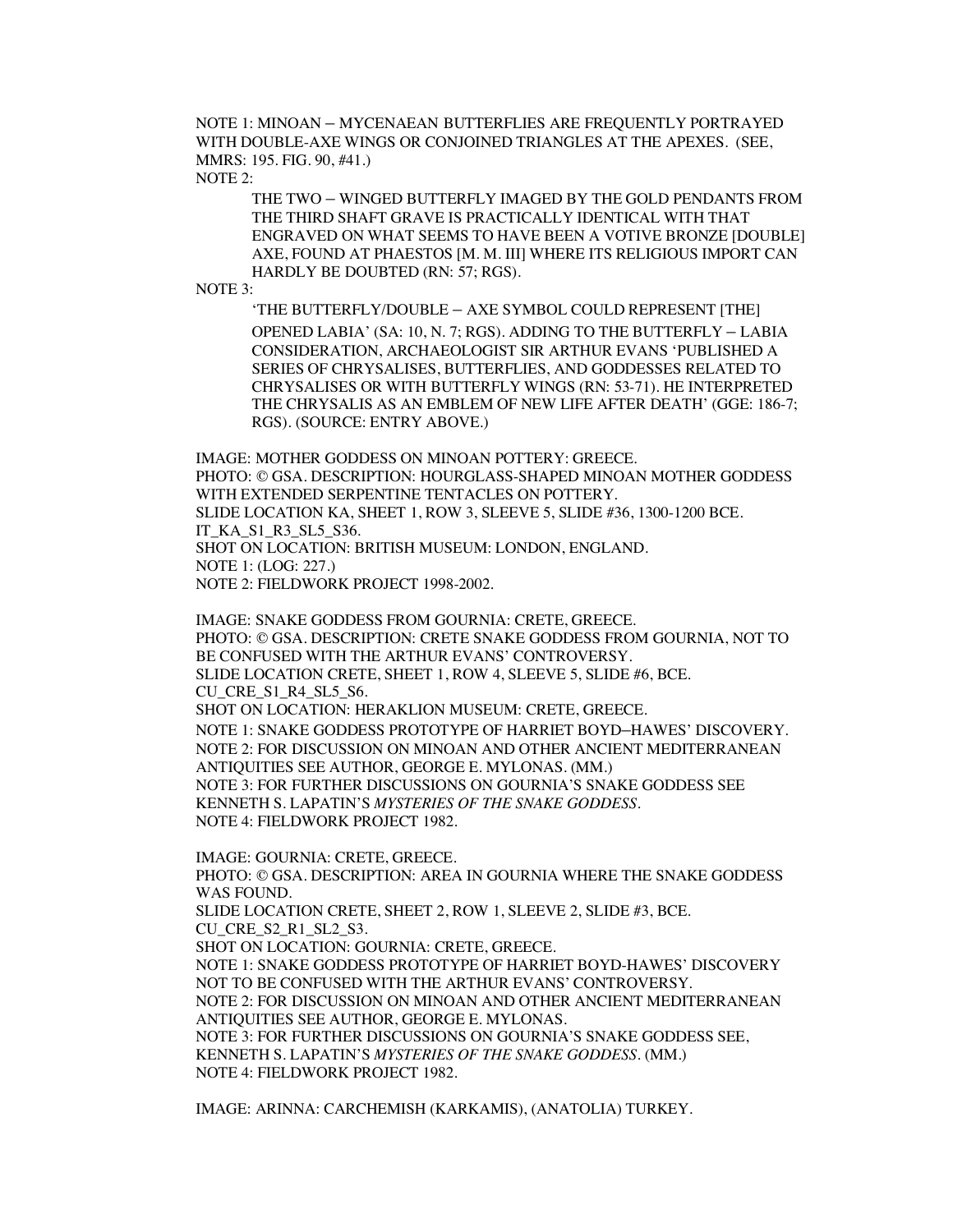NOTE 1: MINOAN – MYCENAEAN BUTTERFLIES ARE FREQUENTLY PORTRAYED WITH DOUBLE-AXE WINGS OR CONJOINED TRIANGLES AT THE APEXES. (SEE, MMRS: 195. FIG. 90, #41.)

NOTE 2:

> THE TWO – WINGED BUTTERFLY IMAGED BY THE GOLD PENDANTS FROM THE THIRD SHAFT GRAVE IS PRACTICALLY IDENTICAL WITH THAT ENGRAVED ON WHAT SEEMS TO HAVE BEEN A VOTIVE BRONZE [DOUBLE] AXE, FOUND AT PHAESTOS [M. M. III] WHERE ITS RELIGIOUS IMPORT CAN HARDLY BE DOUBTED (RN: 57; RGS).

NOTE 3:

> 'THE BUTTERFLY/DOUBLE – AXE SYMBOL COULD REPRESENT [THE] OPENED LABIA' (SA: 10, N. 7; RGS). ADDING TO THE BUTTERFLY – LABIA CONSIDERATION, ARCHAEOLOGIST SIR ARTHUR EVANS 'PUBLISHED A SERIES OF CHRYSALISES, BUTTERFLIES, AND GODDESSES RELATED TO CHRYSALISES OR WITH BUTTERFLY WINGS (RN: 53-71). HE INTERPRETED THE CHRYSALIS AS AN EMBLEM OF NEW LIFE AFTER DEATH' (GGE: 186-7; RGS). (SOURCE: ENTRY ABOVE.)

IMAGE: MOTHER GODDESS ON MINOAN POTTERY: GREECE.
PHOTO: © GSA. DESCRIPTION: HOURGLASS-SHAPED MINOAN MOTHER GODDESS WITH EXTENDED SERPENTINE TENTACLES ON POTTERY.
SLIDE LOCATION KA, SHEET 1, ROW 3, SLEEVE 5, SLIDE #36, 1300-1200 BCE.
IT_KA_S1_R3_SL5_S36.
SHOT ON LOCATION: BRITISH MUSEUM: LONDON, ENGLAND.
NOTE 1: (LOG: 227.)
NOTE 2: FIELDWORK PROJECT 1998-2002.

IMAGE: SNAKE GODDESS FROM GOURNIA: CRETE, GREECE.
PHOTO: © GSA. DESCRIPTION: CRETE SNAKE GODDESS FROM GOURNIA, NOT TO BE CONFUSED WITH THE ARTHUR EVANS' CONTROVERSY.
SLIDE LOCATION CRETE, SHEET 1, ROW 4, SLEEVE 5, SLIDE #6, BCE.
CU_CRE_S1_R4_SL5_S6.
SHOT ON LOCATION: HERAKLION MUSEUM: CRETE, GREECE.
NOTE 1: SNAKE GODDESS PROTOTYPE OF HARRIET BOYD–HAWES' DISCOVERY.
NOTE 2: FOR DISCUSSION ON MINOAN AND OTHER ANCIENT MEDITERRANEAN ANTIQUITIES SEE AUTHOR, GEORGE E. MYLONAS. (MM.)
NOTE 3: FOR FURTHER DISCUSSIONS ON GOURNIA'S SNAKE GODDESS SEE KENNETH S. LAPATIN'S *MYSTERIES OF THE SNAKE GODDESS*.
NOTE 4: FIELDWORK PROJECT 1982.

IMAGE: GOURNIA: CRETE, GREECE.
PHOTO: © GSA. DESCRIPTION: AREA IN GOURNIA WHERE THE SNAKE GODDESS WAS FOUND.
SLIDE LOCATION CRETE, SHEET 2, ROW 1, SLEEVE 2, SLIDE #3, BCE.
CU_CRE_S2_R1_SL2_S3.
SHOT ON LOCATION: GOURNIA: CRETE, GREECE.
NOTE 1: SNAKE GODDESS PROTOTYPE OF HARRIET BOYD-HAWES' DISCOVERY NOT TO BE CONFUSED WITH THE ARTHUR EVANS' CONTROVERSY.
NOTE 2: FOR DISCUSSION ON MINOAN AND OTHER ANCIENT MEDITERRANEAN ANTIQUITIES SEE AUTHOR, GEORGE E. MYLONAS.
NOTE 3: FOR FURTHER DISCUSSIONS ON GOURNIA'S SNAKE GODDESS SEE, KENNETH S. LAPATIN'S *MYSTERIES OF THE SNAKE GODDESS*. (MM.)
NOTE 4: FIELDWORK PROJECT 1982.

IMAGE: ARINNA: CARCHEMISH (KARKAMIS), (ANATOLIA) TURKEY.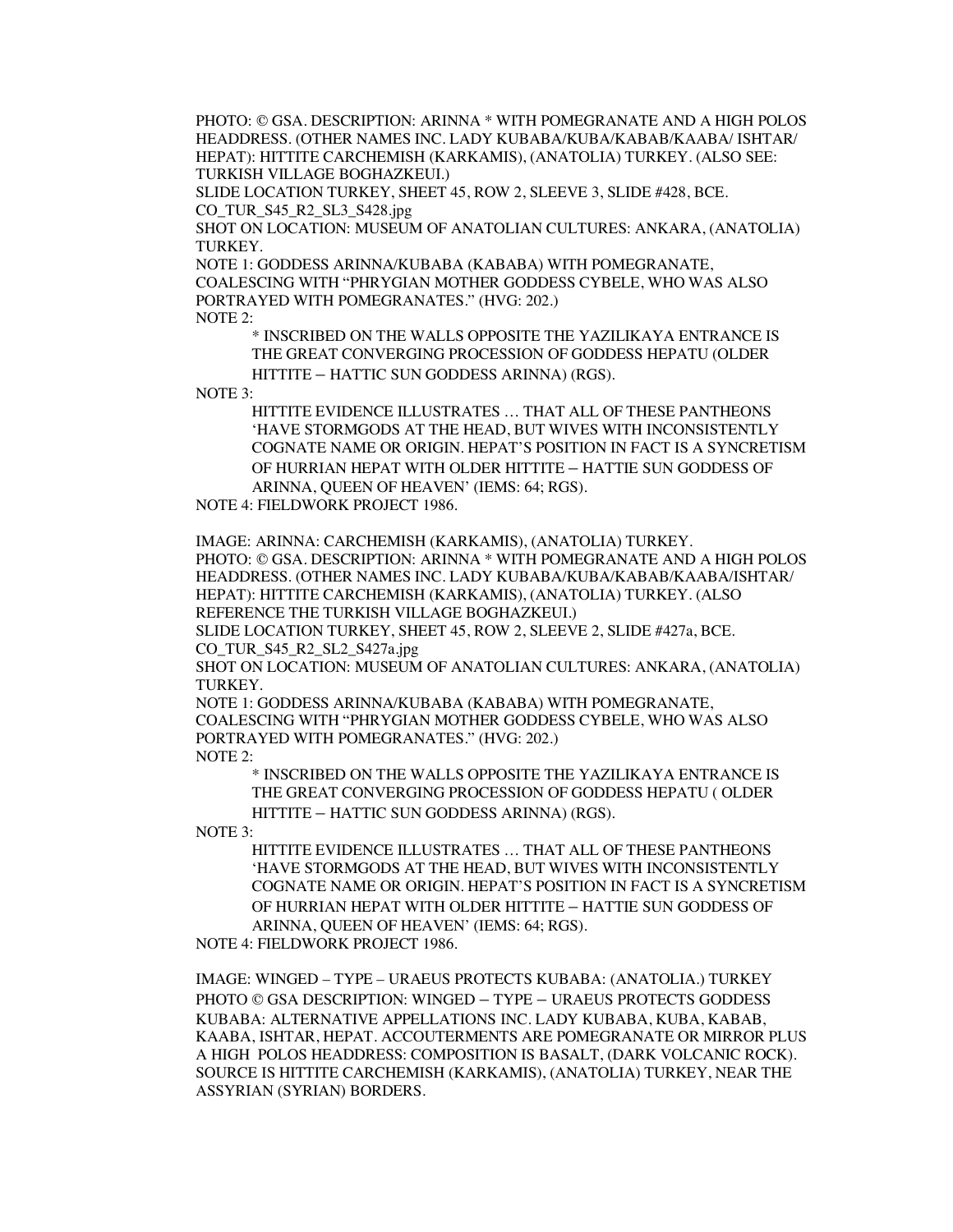PHOTO: © GSA. DESCRIPTION: ARINNA * WITH POMEGRANATE AND A HIGH POLOS HEADDRESS. (OTHER NAMES INC. LADY KUBABA/KUBA/KABAB/KAABA/ ISHTAR/ HEPAT): HITTITE CARCHEMISH (KARKAMIS), (ANATOLIA) TURKEY. (ALSO SEE: TURKISH VILLAGE BOGHAZKEUI.)

SLIDE LOCATION TURKEY, SHEET 45, ROW 2, SLEEVE 3, SLIDE #428, BCE.

CO_TUR_S45_R2_SL3_S428.jpg

SHOT ON LOCATION: MUSEUM OF ANATOLIAN CULTURES: ANKARA, (ANATOLIA) TURKEY.

NOTE 1: GODDESS ARINNA/KUBABA (KABABA) WITH POMEGRANATE, COALESCING WITH "PHRYGIAN MOTHER GODDESS CYBELE, WHO WAS ALSO PORTRAYED WITH POMEGRANATES." (HVG: 202.)

NOTE 2:

> * INSCRIBED ON THE WALLS OPPOSITE THE YAZILIKAYA ENTRANCE IS THE GREAT CONVERGING PROCESSION OF GODDESS HEPATU (OLDER HITTITE – HATTIC SUN GODDESS ARINNA) (RGS).

NOTE 3:

> HITTITE EVIDENCE ILLUSTRATES … THAT ALL OF THESE PANTHEONS 'HAVE STORMGODS AT THE HEAD, BUT WIVES WITH INCONSISTENTLY COGNATE NAME OR ORIGIN. HEPAT'S POSITION IN FACT IS A SYNCRETISM OF HURRIAN HEPAT WITH OLDER HITTITE – HATTIE SUN GODDESS OF ARINNA, QUEEN OF HEAVEN' (IEMS: 64; RGS).

NOTE 4: FIELDWORK PROJECT 1986.

IMAGE: ARINNA: CARCHEMISH (KARKAMIS), (ANATOLIA) TURKEY.

PHOTO: © GSA. DESCRIPTION: ARINNA * WITH POMEGRANATE AND A HIGH POLOS HEADDRESS. (OTHER NAMES INC. LADY KUBABA/KUBA/KABAB/KAABA/ISHTAR/ HEPAT): HITTITE CARCHEMISH (KARKAMIS), (ANATOLIA) TURKEY. (ALSO REFERENCE THE TURKISH VILLAGE BOGHAZKEUI.)

SLIDE LOCATION TURKEY, SHEET 45, ROW 2, SLEEVE 2, SLIDE #427a, BCE.

CO_TUR_S45_R2_SL2_S427a.jpg

SHOT ON LOCATION: MUSEUM OF ANATOLIAN CULTURES: ANKARA, (ANATOLIA) TURKEY.

NOTE 1: GODDESS ARINNA/KUBABA (KABABA) WITH POMEGRANATE, COALESCING WITH "PHRYGIAN MOTHER GODDESS CYBELE, WHO WAS ALSO PORTRAYED WITH POMEGRANATES." (HVG: 202.)

NOTE 2:

> * INSCRIBED ON THE WALLS OPPOSITE THE YAZILIKAYA ENTRANCE IS THE GREAT CONVERGING PROCESSION OF GODDESS HEPATU ( OLDER HITTITE – HATTIC SUN GODDESS ARINNA) (RGS).

NOTE 3:

> HITTITE EVIDENCE ILLUSTRATES … THAT ALL OF THESE PANTHEONS 'HAVE STORMGODS AT THE HEAD, BUT WIVES WITH INCONSISTENTLY COGNATE NAME OR ORIGIN. HEPAT'S POSITION IN FACT IS A SYNCRETISM OF HURRIAN HEPAT WITH OLDER HITTITE – HATTIE SUN GODDESS OF ARINNA, QUEEN OF HEAVEN' (IEMS: 64; RGS).

NOTE 4: FIELDWORK PROJECT 1986.

IMAGE: WINGED – TYPE – URAEUS PROTECTS KUBABA: (ANATOLIA.) TURKEY

PHOTO © GSA DESCRIPTION: WINGED – TYPE – URAEUS PROTECTS GODDESS KUBABA: ALTERNATIVE APPELLATIONS INC. LADY KUBABA, KUBA, KABAB, KAABA, ISHTAR, HEPAT. ACCOUTERMENTS ARE POMEGRANATE OR MIRROR PLUS A HIGH POLOS HEADDRESS: COMPOSITION IS BASALT, (DARK VOLCANIC ROCK). SOURCE IS HITTITE CARCHEMISH (KARKAMIS), (ANATOLIA) TURKEY, NEAR THE ASSYRIAN (SYRIAN) BORDERS.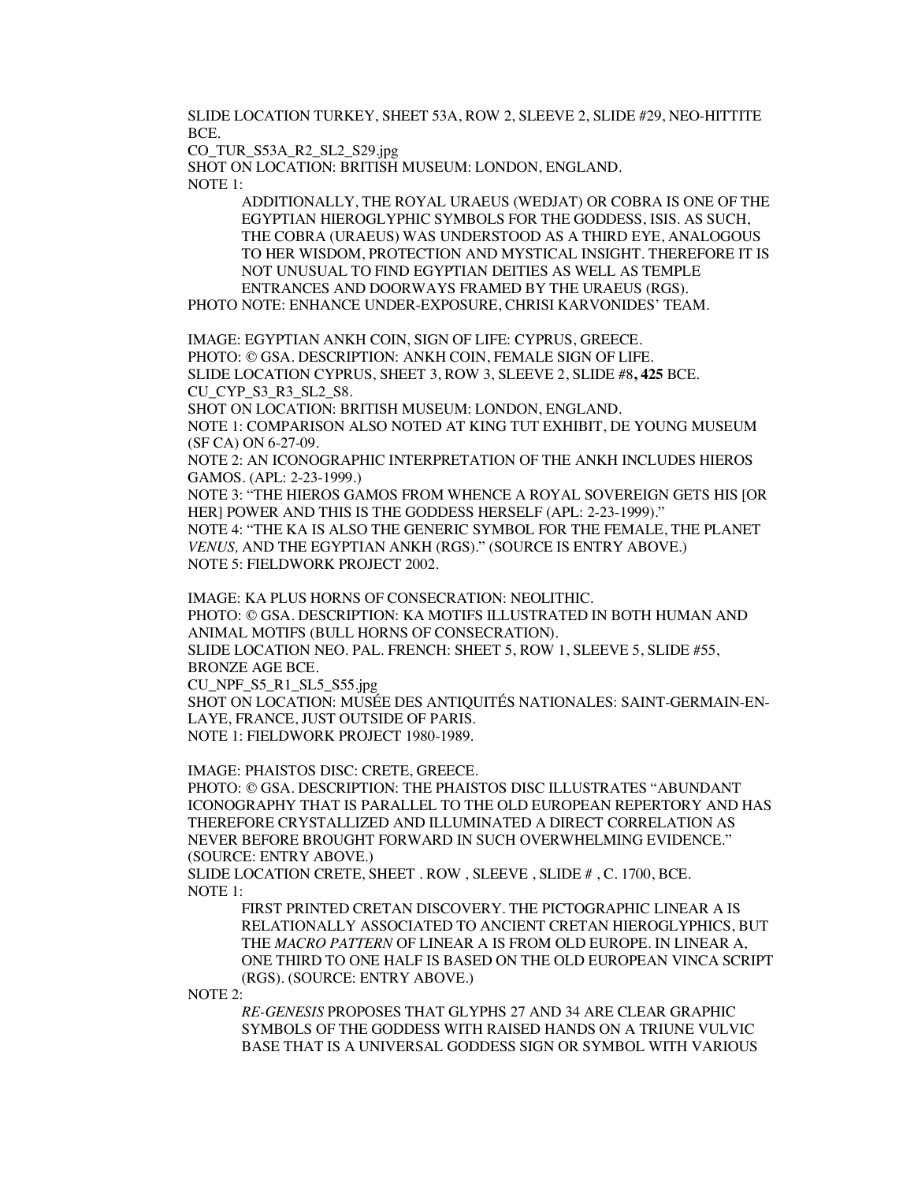SLIDE LOCATION TURKEY, SHEET 53A, ROW 2, SLEEVE 2, SLIDE #29, NEO-HITTITE BCE.

CO_TUR_S53A_R2_SL2_S29.jpg

SHOT ON LOCATION: BRITISH MUSEUM: LONDON, ENGLAND.

NOTE 1:

> ADDITIONALLY, THE ROYAL URAEUS (WEDJAT) OR COBRA IS ONE OF THE EGYPTIAN HIEROGLYPHIC SYMBOLS FOR THE GODDESS, ISIS. AS SUCH, THE COBRA (URAEUS) WAS UNDERSTOOD AS A THIRD EYE, ANALOGOUS TO HER WISDOM, PROTECTION AND MYSTICAL INSIGHT. THEREFORE IT IS NOT UNUSUAL TO FIND EGYPTIAN DEITIES AS WELL AS TEMPLE ENTRANCES AND DOORWAYS FRAMED BY THE URAEUS (RGS).

PHOTO NOTE: ENHANCE UNDER-EXPOSURE, CHRISI KARVONIDES' TEAM.

IMAGE: EGYPTIAN ANKH COIN, SIGN OF LIFE: CYPRUS, GREECE.

PHOTO: © GSA. DESCRIPTION: ANKH COIN, FEMALE SIGN OF LIFE.

SLIDE LOCATION CYPRUS, SHEET 3, ROW 3, SLEEVE 2, SLIDE #8**, 425** BCE.

CU_CYP_S3_R3_SL2_S8.

SHOT ON LOCATION: BRITISH MUSEUM: LONDON, ENGLAND.

NOTE 1: COMPARISON ALSO NOTED AT KING TUT EXHIBIT, DE YOUNG MUSEUM (SF CA) ON 6-27-09.

NOTE 2: AN ICONOGRAPHIC INTERPRETATION OF THE ANKH INCLUDES HIEROS GAMOS. (APL: 2-23-1999.)

NOTE 3: "THE HIEROS GAMOS FROM WHENCE A ROYAL SOVEREIGN GETS HIS [OR HER] POWER AND THIS IS THE GODDESS HERSELF (APL: 2-23-1999)."

NOTE 4: "THE KA IS ALSO THE GENERIC SYMBOL FOR THE FEMALE, THE PLANET *VENUS,* AND THE EGYPTIAN ANKH (RGS)." (SOURCE IS ENTRY ABOVE.)

NOTE 5: FIELDWORK PROJECT 2002.

IMAGE: KA PLUS HORNS OF CONSECRATION: NEOLITHIC.

PHOTO: © GSA. DESCRIPTION: KA MOTIFS ILLUSTRATED IN BOTH HUMAN AND ANIMAL MOTIFS (BULL HORNS OF CONSECRATION).

SLIDE LOCATION NEO. PAL. FRENCH: SHEET 5, ROW 1, SLEEVE 5, SLIDE #55, BRONZE AGE BCE.

CU_NPF_S5_R1_SL5_S55.jpg

SHOT ON LOCATION: MUSÉE DES ANTIQUITÉS NATIONALES: SAINT-GERMAIN-EN-LAYE, FRANCE, JUST OUTSIDE OF PARIS.

NOTE 1: FIELDWORK PROJECT 1980-1989.

IMAGE: PHAISTOS DISC: CRETE, GREECE.

PHOTO: © GSA. DESCRIPTION: THE PHAISTOS DISC ILLUSTRATES "ABUNDANT ICONOGRAPHY THAT IS PARALLEL TO THE OLD EUROPEAN REPERTORY AND HAS THEREFORE CRYSTALLIZED AND ILLUMINATED A DIRECT CORRELATION AS NEVER BEFORE BROUGHT FORWARD IN SUCH OVERWHELMING EVIDENCE." (SOURCE: ENTRY ABOVE.)

SLIDE LOCATION CRETE, SHEET . ROW , SLEEVE , SLIDE # , C. 1700, BCE.

NOTE 1:

> FIRST PRINTED CRETAN DISCOVERY. THE PICTOGRAPHIC LINEAR A IS RELATIONALLY ASSOCIATED TO ANCIENT CRETAN HIEROGLYPHICS, BUT THE *MACRO PATTERN* OF LINEAR A IS FROM OLD EUROPE. IN LINEAR A, ONE THIRD TO ONE HALF IS BASED ON THE OLD EUROPEAN VINCA SCRIPT (RGS). (SOURCE: ENTRY ABOVE.)

NOTE 2:

> *RE-GENESIS* PROPOSES THAT GLYPHS 27 AND 34 ARE CLEAR GRAPHIC SYMBOLS OF THE GODDESS WITH RAISED HANDS ON A TRIUNE VULVIC BASE THAT IS A UNIVERSAL GODDESS SIGN OR SYMBOL WITH VARIOUS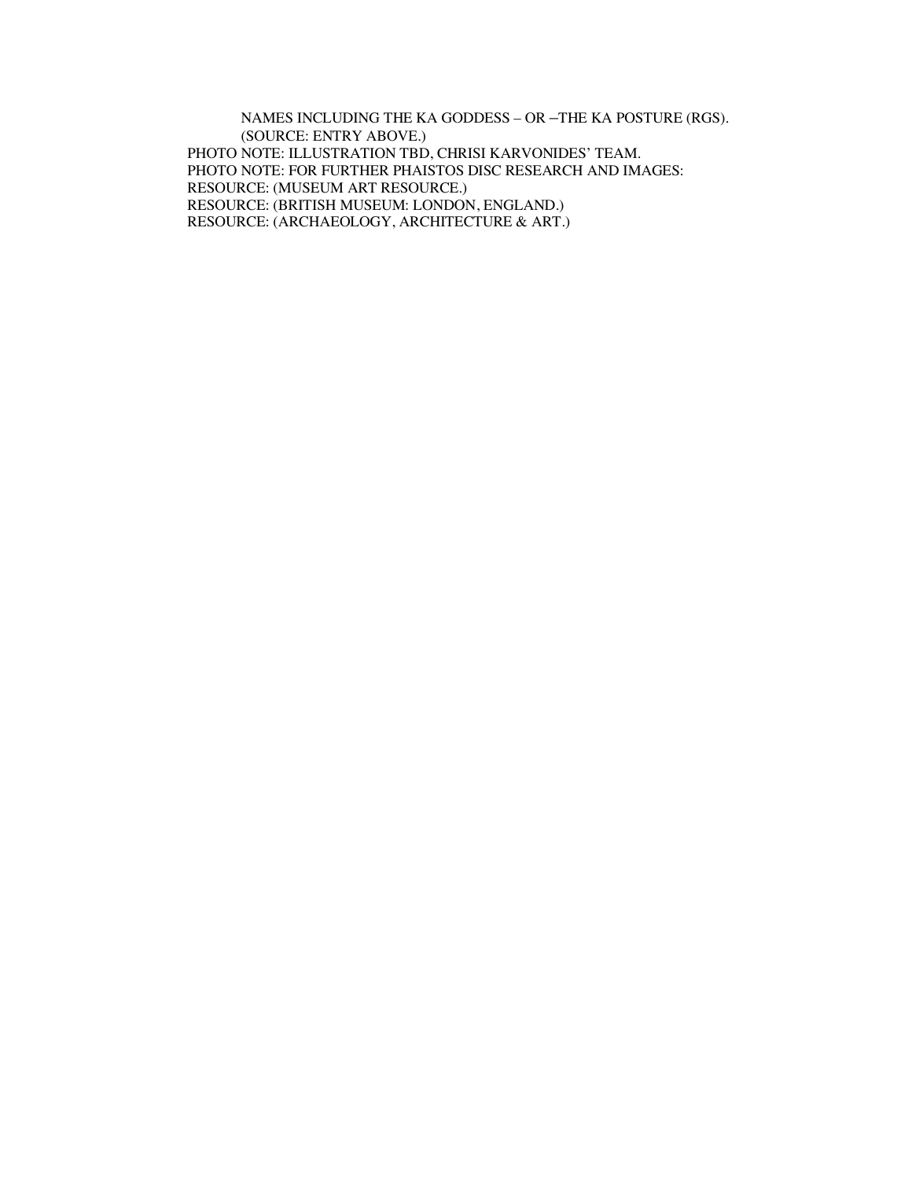NAMES INCLUDING THE KA GODDESS – OR –THE KA POSTURE (RGS).
(SOURCE: ENTRY ABOVE.)

PHOTO NOTE: ILLUSTRATION TBD, CHRISI KARVONIDES' TEAM.
PHOTO NOTE: FOR FURTHER PHAISTOS DISC RESEARCH AND IMAGES:
RESOURCE: (MUSEUM ART RESOURCE.)
RESOURCE: (BRITISH MUSEUM: LONDON, ENGLAND.)
RESOURCE: (ARCHAEOLOGY, ARCHITECTURE & ART.)